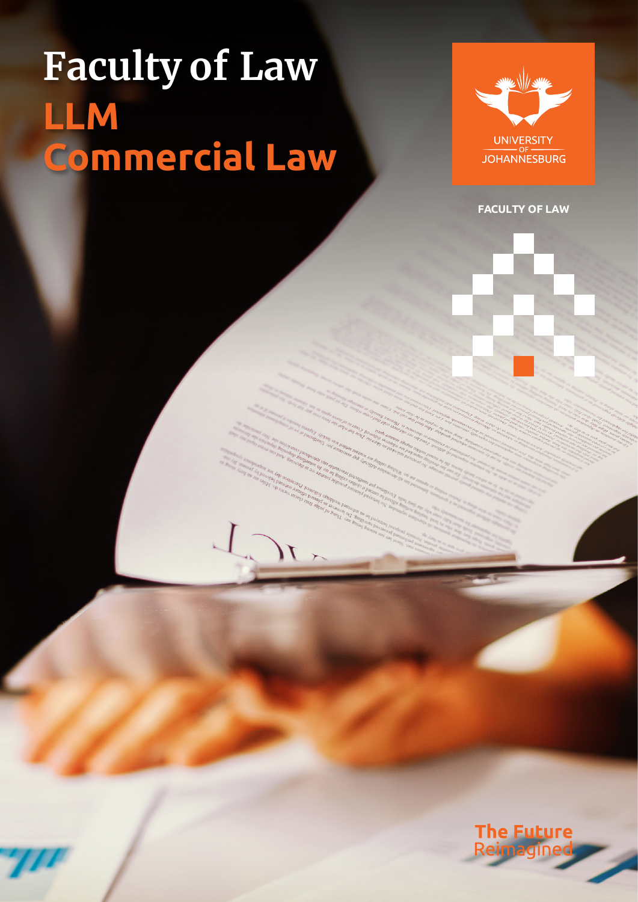# Faculty of Law

## LLM
## Commercial Law

UNIVERSITY OF JOHANNESBURG

FACULTY OF LAW

The Future Reimagined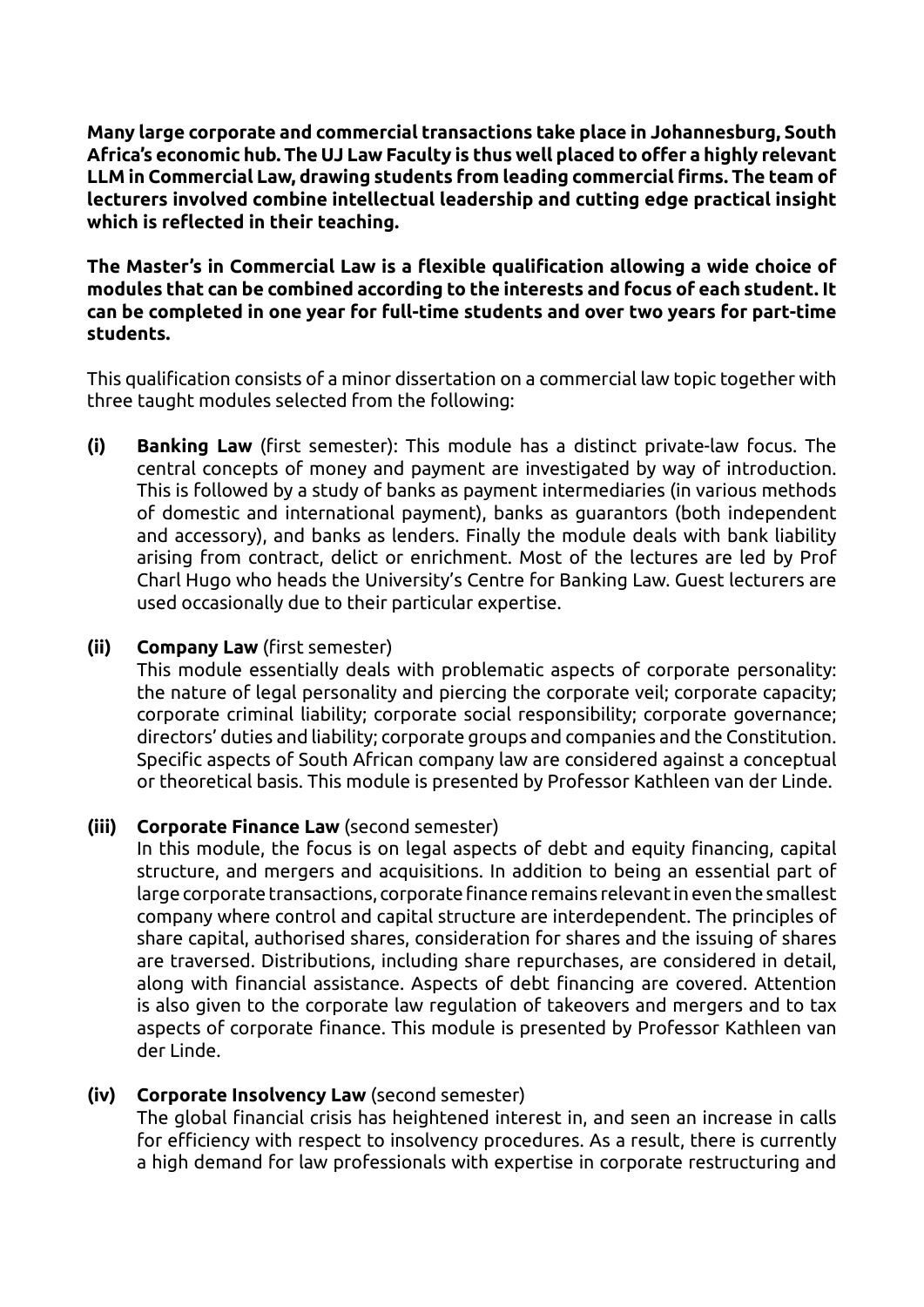**Many large corporate and commercial transactions take place in Johannesburg, South Africa's economic hub. The UJ Law Faculty is thus well placed to offer a highly relevant LLM in Commercial Law, drawing students from leading commercial firms. The team of lecturers involved combine intellectual leadership and cutting edge practical insight which is reflected in their teaching.**

**The Master's in Commercial Law is a flexible qualification allowing a wide choice of modules that can be combined according to the interests and focus of each student. It can be completed in one year for full-time students and over two years for part-time students.**

This qualification consists of a minor dissertation on a commercial law topic together with three taught modules selected from the following:

**(i) Banking Law** (first semester): This module has a distinct private-law focus. The central concepts of money and payment are investigated by way of introduction. This is followed by a study of banks as payment intermediaries (in various methods of domestic and international payment), banks as guarantors (both independent and accessory), and banks as lenders. Finally the module deals with bank liability arising from contract, delict or enrichment. Most of the lectures are led by Prof Charl Hugo who heads the University's Centre for Banking Law. Guest lecturers are used occasionally due to their particular expertise.

**(ii) Company Law** (first semester)

This module essentially deals with problematic aspects of corporate personality: the nature of legal personality and piercing the corporate veil; corporate capacity; corporate criminal liability; corporate social responsibility; corporate governance; directors' duties and liability; corporate groups and companies and the Constitution. Specific aspects of South African company law are considered against a conceptual or theoretical basis. This module is presented by Professor Kathleen van der Linde.

**(iii) Corporate Finance Law** (second semester)

In this module, the focus is on legal aspects of debt and equity financing, capital structure, and mergers and acquisitions. In addition to being an essential part of large corporate transactions, corporate finance remains relevant in even the smallest company where control and capital structure are interdependent. The principles of share capital, authorised shares, consideration for shares and the issuing of shares are traversed. Distributions, including share repurchases, are considered in detail, along with financial assistance. Aspects of debt financing are covered. Attention is also given to the corporate law regulation of takeovers and mergers and to tax aspects of corporate finance. This module is presented by Professor Kathleen van der Linde.

**(iv) Corporate Insolvency Law** (second semester)

The global financial crisis has heightened interest in, and seen an increase in calls for efficiency with respect to insolvency procedures. As a result, there is currently a high demand for law professionals with expertise in corporate restructuring and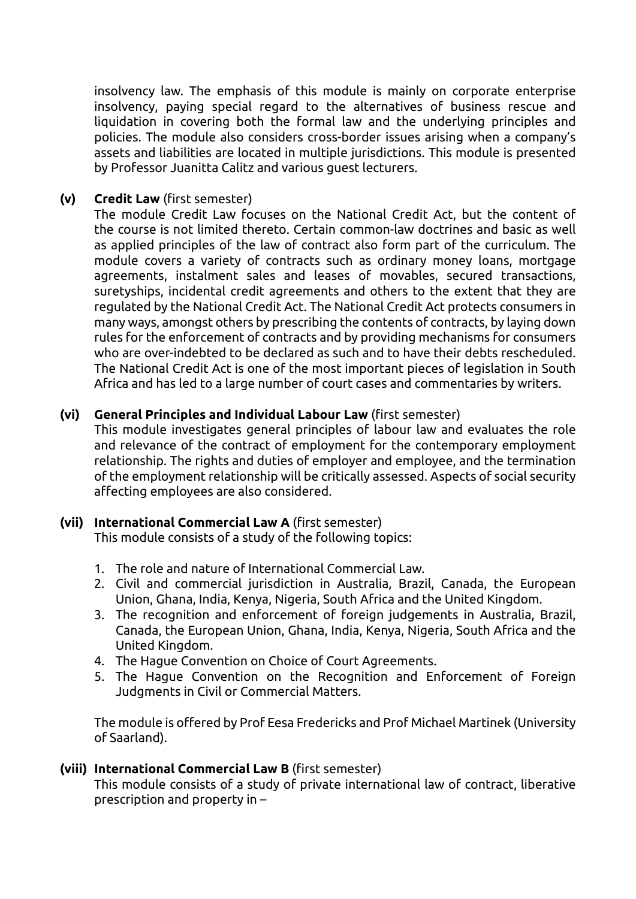insolvency law. The emphasis of this module is mainly on corporate enterprise insolvency, paying special regard to the alternatives of business rescue and liquidation in covering both the formal law and the underlying principles and policies. The module also considers cross-border issues arising when a company's assets and liabilities are located in multiple jurisdictions. This module is presented by Professor Juanitta Calitz and various guest lecturers.

**(v) Credit Law** (first semester)

The module Credit Law focuses on the National Credit Act, but the content of the course is not limited thereto. Certain common-law doctrines and basic as well as applied principles of the law of contract also form part of the curriculum. The module covers a variety of contracts such as ordinary money loans, mortgage agreements, instalment sales and leases of movables, secured transactions, suretyships, incidental credit agreements and others to the extent that they are regulated by the National Credit Act. The National Credit Act protects consumers in many ways, amongst others by prescribing the contents of contracts, by laying down rules for the enforcement of contracts and by providing mechanisms for consumers who are over-indebted to be declared as such and to have their debts rescheduled. The National Credit Act is one of the most important pieces of legislation in South Africa and has led to a large number of court cases and commentaries by writers.

**(vi) General Principles and Individual Labour Law** (first semester)

This module investigates general principles of labour law and evaluates the role and relevance of the contract of employment for the contemporary employment relationship. The rights and duties of employer and employee, and the termination of the employment relationship will be critically assessed. Aspects of social security affecting employees are also considered.

**(vii) International Commercial Law A** (first semester)

This module consists of a study of the following topics:

1. The role and nature of International Commercial Law.
2. Civil and commercial jurisdiction in Australia, Brazil, Canada, the European Union, Ghana, India, Kenya, Nigeria, South Africa and the United Kingdom.
3. The recognition and enforcement of foreign judgements in Australia, Brazil, Canada, the European Union, Ghana, India, Kenya, Nigeria, South Africa and the United Kingdom.
4. The Hague Convention on Choice of Court Agreements.
5. The Hague Convention on the Recognition and Enforcement of Foreign Judgments in Civil or Commercial Matters.

The module is offered by Prof Eesa Fredericks and Prof Michael Martinek (University of Saarland).

**(viii) International Commercial Law B** (first semester)

This module consists of a study of private international law of contract, liberative prescription and property in –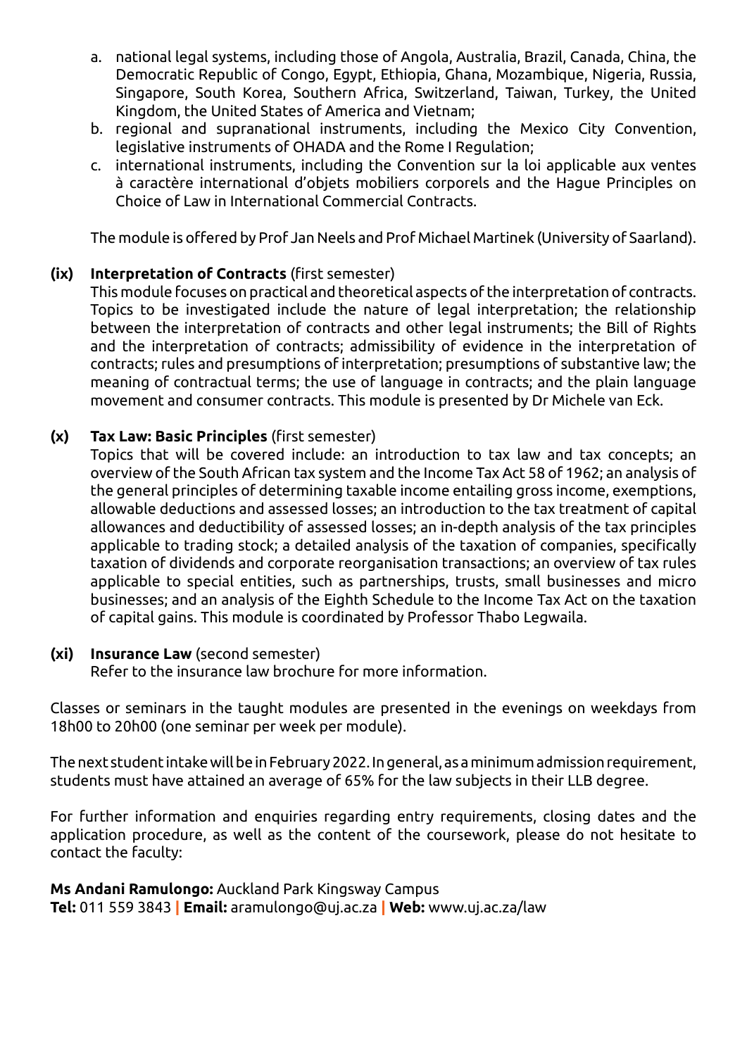a. national legal systems, including those of Angola, Australia, Brazil, Canada, China, the Democratic Republic of Congo, Egypt, Ethiopia, Ghana, Mozambique, Nigeria, Russia, Singapore, South Korea, Southern Africa, Switzerland, Taiwan, Turkey, the United Kingdom, the United States of America and Vietnam;
b. regional and supranational instruments, including the Mexico City Convention, legislative instruments of OHADA and the Rome I Regulation;
c. international instruments, including the Convention sur la loi applicable aux ventes à caractère international d'objets mobiliers corporels and the Hague Principles on Choice of Law in International Commercial Contracts.

The module is offered by Prof Jan Neels and Prof Michael Martinek (University of Saarland).

**(ix) Interpretation of Contracts** (first semester)
This module focuses on practical and theoretical aspects of the interpretation of contracts. Topics to be investigated include the nature of legal interpretation; the relationship between the interpretation of contracts and other legal instruments; the Bill of Rights and the interpretation of contracts; admissibility of evidence in the interpretation of contracts; rules and presumptions of interpretation; presumptions of substantive law; the meaning of contractual terms; the use of language in contracts; and the plain language movement and consumer contracts. This module is presented by Dr Michele van Eck.

**(x) Tax Law: Basic Principles** (first semester)
Topics that will be covered include: an introduction to tax law and tax concepts; an overview of the South African tax system and the Income Tax Act 58 of 1962; an analysis of the general principles of determining taxable income entailing gross income, exemptions, allowable deductions and assessed losses; an introduction to the tax treatment of capital allowances and deductibility of assessed losses; an in-depth analysis of the tax principles applicable to trading stock; a detailed analysis of the taxation of companies, specifically taxation of dividends and corporate reorganisation transactions; an overview of tax rules applicable to special entities, such as partnerships, trusts, small businesses and micro businesses; and an analysis of the Eighth Schedule to the Income Tax Act on the taxation of capital gains. This module is coordinated by Professor Thabo Legwaila.

**(xi) Insurance Law** (second semester)
Refer to the insurance law brochure for more information.

Classes or seminars in the taught modules are presented in the evenings on weekdays from 18h00 to 20h00 (one seminar per week per module).

The next student intake will be in February 2022. In general, as a minimum admission requirement, students must have attained an average of 65% for the law subjects in their LLB degree.

For further information and enquiries regarding entry requirements, closing dates and the application procedure, as well as the content of the coursework, please do not hesitate to contact the faculty:

**Ms Andani Ramulongo:** Auckland Park Kingsway Campus
**Tel:** 011 559 3843 | **Email:** aramulongo@uj.ac.za | **Web:** www.uj.ac.za/law